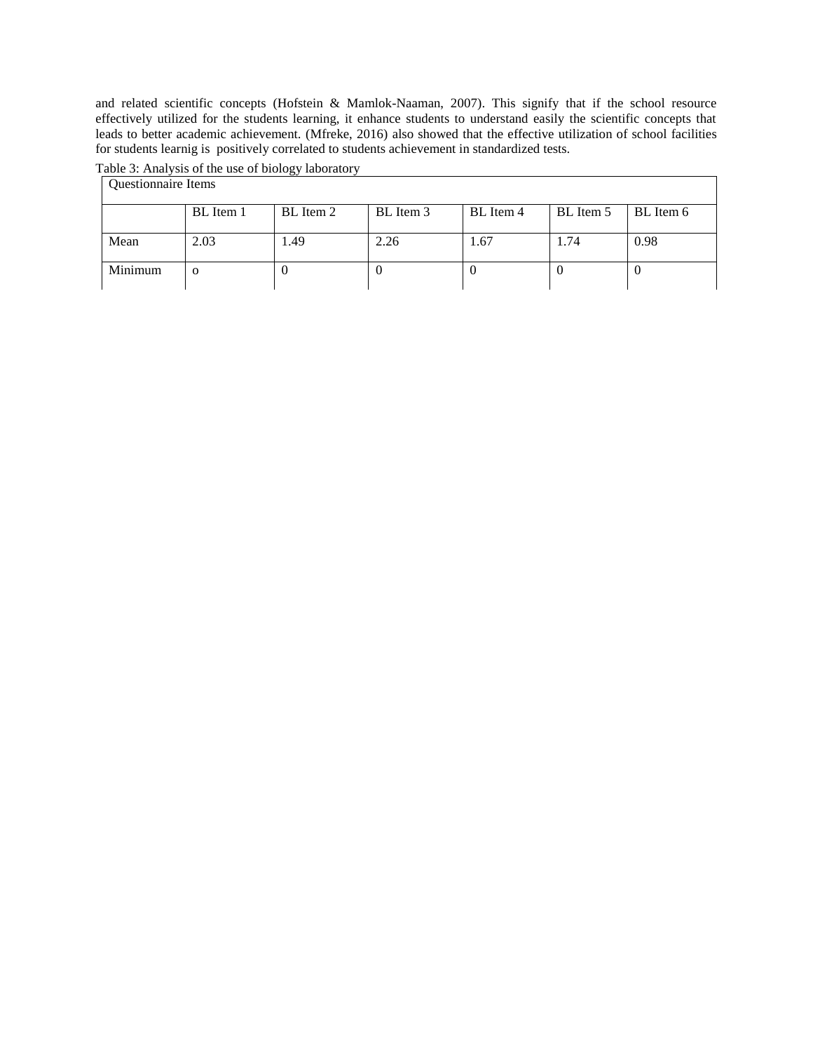and related scientific concepts (Hofstein & Mamlok-Naaman, 2007). This signify that if the school resource effectively utilized for the students learning, it enhance students to understand easily the scientific concepts that leads to better academic achievement. (Mfreke, 2016) also showed that the effective utilization of school facilities for students learnig is positively correlated to students achievement in standardized tests.

Table 3: Analysis of the use of biology laboratory

| Questionnaire Items | | | | | | |
|---|---|---|---|---|---|---|
| | BL Item 1 | BL Item 2 | BL Item 3 | BL Item 4 | BL Item 5 | BL Item 6 |
| Mean | 2.03 | 1.49 | 2.26 | 1.67 | 1.74 | 0.98 |
| Minimum | o | 0 | 0 | 0 | 0 | 0 |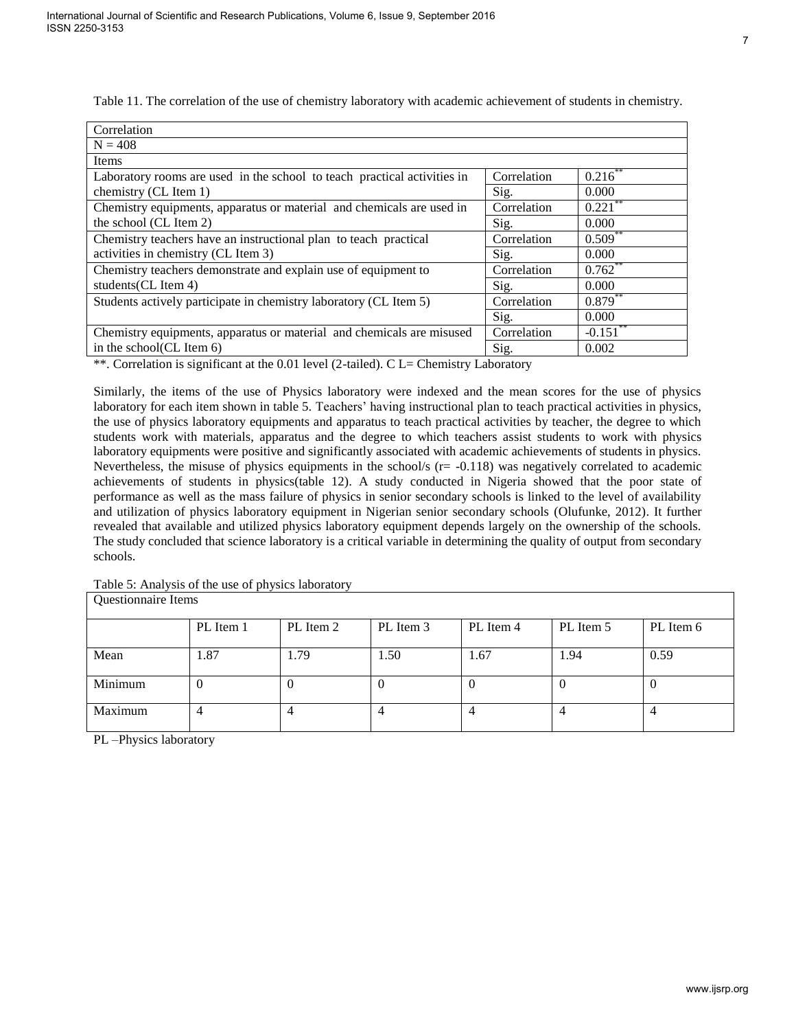Table 11. The correlation of the use of chemistry laboratory with academic achievement of students in chemistry.

| Correlation | | |
|---|---|---|
| N = 408 | | |
| Items | | |
| Laboratory rooms are used in the school to teach practical activities in chemistry (CL Item 1) | Correlation | 0.216** |
| | Sig. | 0.000 |
| Chemistry equipments, apparatus or material and chemicals are used in the school (CL Item 2) | Correlation | 0.221** |
| | Sig. | 0.000 |
| Chemistry teachers have an instructional plan to teach practical activities in chemistry (CL Item 3) | Correlation | 0.509** |
| | Sig. | 0.000 |
| Chemistry teachers demonstrate and explain use of equipment to students(CL Item 4) | Correlation | 0.762** |
| | Sig. | 0.000 |
| Students actively participate in chemistry laboratory (CL Item 5) | Correlation | 0.879** |
| | Sig. | 0.000 |
| Chemistry equipments, apparatus or material and chemicals are misused in the school(CL Item 6) | Correlation | -0.151** |
| | Sig. | 0.002 |

**. Correlation is significant at the 0.01 level (2-tailed). C L= Chemistry Laboratory

Similarly, the items of the use of Physics laboratory were indexed and the mean scores for the use of physics laboratory for each item shown in table 5. Teachers' having instructional plan to teach practical activities in physics, the use of physics laboratory equipments and apparatus to teach practical activities by teacher, the degree to which students work with materials, apparatus and the degree to which teachers assist students to work with physics laboratory equipments were positive and significantly associated with academic achievements of students in physics. Nevertheless, the misuse of physics equipments in the school/s (r= -0.118) was negatively correlated to academic achievements of students in physics(table 12). A study conducted in Nigeria showed that the poor state of performance as well as the mass failure of physics in senior secondary schools is linked to the level of availability and utilization of physics laboratory equipment in Nigerian senior secondary schools (Olufunke, 2012). It further revealed that available and utilized physics laboratory equipment depends largely on the ownership of the schools. The study concluded that science laboratory is a critical variable in determining the quality of output from secondary schools.

Table 5: Analysis of the use of physics laboratory

| Questionnaire Items | | | | | | |
|---|---|---|---|---|---|---|
| | PL Item 1 | PL Item 2 | PL Item 3 | PL Item 4 | PL Item 5 | PL Item 6 |
| Mean | 1.87 | 1.79 | 1.50 | 1.67 | 1.94 | 0.59 |
| Minimum | 0 | 0 | 0 | 0 | 0 | 0 |
| Maximum | 4 | 4 | 4 | 4 | 4 | 4 |

PL –Physics laboratory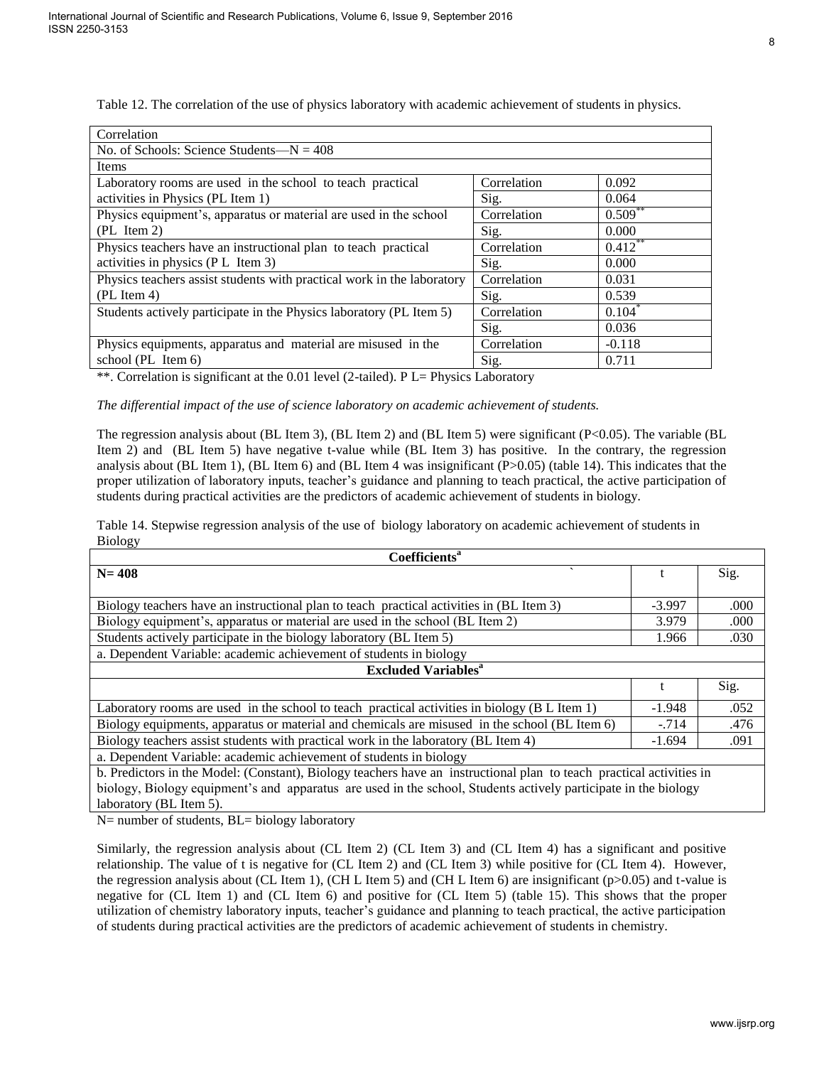Table 12. The correlation of the use of physics laboratory with academic achievement of students in physics.

| Correlation | | |
|---|---|---|
| No. of Schools: Science Students—N = 408 | | |
| Items | | |
| Laboratory rooms are used in the school to teach practical activities in Physics (PL Item 1) | Correlation | 0.092 |
| | Sig. | 0.064 |
| Physics equipment's, apparatus or material are used in the school (PL Item 2) | Correlation | 0.509** |
| | Sig. | 0.000 |
| Physics teachers have an instructional plan to teach practical activities in physics (P L Item 3) | Correlation | 0.412** |
| | Sig. | 0.000 |
| Physics teachers assist students with practical work in the laboratory (PL Item 4) | Correlation | 0.031 |
| | Sig. | 0.539 |
| Students actively participate in the Physics laboratory (PL Item 5) | Correlation | 0.104* |
| | Sig. | 0.036 |
| Physics equipments, apparatus and material are misused in the school (PL Item 6) | Correlation | -0.118 |
| | Sig. | 0.711 |

**. Correlation is significant at the 0.01 level (2-tailed). P L= Physics Laboratory

*The differential impact of the use of science laboratory on academic achievement of students.*

The regression analysis about (BL Item 3), (BL Item 2) and (BL Item 5) were significant ($P<0.05$). The variable (BL Item 2) and (BL Item 5) have negative t-value while (BL Item 3) has positive. In the contrary, the regression analysis about (BL Item 1), (BL Item 6) and (BL Item 4 was insignificant ($P>0.05$) (table 14). This indicates that the proper utilization of laboratory inputs, teacher's guidance and planning to teach practical, the active participation of students during practical activities are the predictors of academic achievement of students in biology.

Table 14. Stepwise regression analysis of the use of biology laboratory on academic achievement of students in Biology

| Coefficients[a] | | |
|---|---|---|
| **N= 408** | t | Sig. |
| Biology teachers have an instructional plan to teach practical activities in (BL Item 3) | -3.997 | .000 |
| Biology equipment's, apparatus or material are used in the school (BL Item 2) | 3.979 | .000 |
| Students actively participate in the biology laboratory (BL Item 5) | 1.966 | .030 |
| a. Dependent Variable: academic achievement of students in biology | | |
| **Excluded Variables[a]** | | |
| | t | Sig. |
| Laboratory rooms are used in the school to teach practical activities in biology (B L Item 1) | -1.948 | .052 |
| Biology equipments, apparatus or material and chemicals are misused in the school (BL Item 6) | -.714 | .476 |
| Biology teachers assist students with practical work in the laboratory (BL Item 4) | -1.694 | .091 |
| a. Dependent Variable: academic achievement of students in biology | | |
| b. Predictors in the Model: (Constant), Biology teachers have an instructional plan to teach practical activities in biology, Biology equipment's and apparatus are used in the school, Students actively participate in the biology laboratory (BL Item 5). | | |

N= number of students, BL= biology laboratory

Similarly, the regression analysis about (CL Item 2) (CL Item 3) and (CL Item 4) has a significant and positive relationship. The value of t is negative for (CL Item 2) and (CL Item 3) while positive for (CL Item 4). However, the regression analysis about (CL Item 1), (CH L Item 5) and (CH L Item 6) are insignificant ($p>0.05$) and t-value is negative for (CL Item 1) and (CL Item 6) and positive for (CL Item 5) (table 15). This shows that the proper utilization of chemistry laboratory inputs, teacher's guidance and planning to teach practical, the active participation of students during practical activities are the predictors of academic achievement of students in chemistry.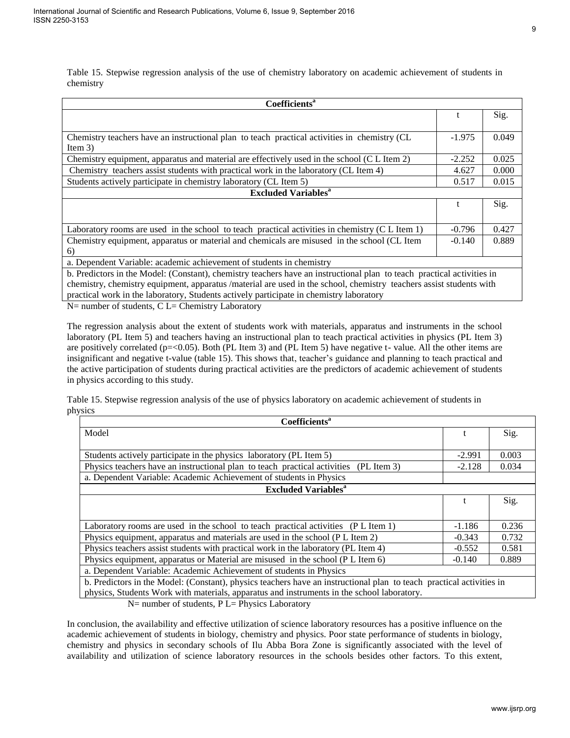Table 15. Stepwise regression analysis of the use of chemistry laboratory on academic achievement of students in chemistry

| **Coefficients[a]** | | |
|---|---|---|
| | t | Sig. |
| Chemistry teachers have an instructional plan to teach practical activities in chemistry (CL Item 3) | -1.975 | 0.049 |
| Chemistry equipment, apparatus and material are effectively used in the school (C L Item 2) | -2.252 | 0.025 |
| Chemistry teachers assist students with practical work in the laboratory (CL Item 4) | 4.627 | 0.000 |
| Students actively participate in chemistry laboratory (CL Item 5) | 0.517 | 0.015 |
| **Excluded Variables[a]** | | |
| | t | Sig. |
| Laboratory rooms are used in the school to teach practical activities in chemistry (C L Item 1) | -0.796 | 0.427 |
| Chemistry equipment, apparatus or material and chemicals are misused in the school (CL Item 6) | -0.140 | 0.889 |
| a. Dependent Variable: academic achievement of students in chemistry | | |
| b. Predictors in the Model: (Constant), chemistry teachers have an instructional plan to teach practical activities in chemistry, chemistry equipment, apparatus /material are used in the school, chemistry teachers assist students with practical work in the laboratory, Students actively participate in chemistry laboratory | | |

N= number of students, C L= Chemistry Laboratory

The regression analysis about the extent of students work with materials, apparatus and instruments in the school laboratory (PL Item 5) and teachers having an instructional plan to teach practical activities in physics (PL Item 3) are positively correlated (p=<0.05). Both (PL Item 3) and (PL Item 5) have negative t- value. All the other items are insignificant and negative t-value (table 15). This shows that, teacher's guidance and planning to teach practical and the active participation of students during practical activities are the predictors of academic achievement of students in physics according to this study.

Table 15. Stepwise regression analysis of the use of physics laboratory on academic achievement of students in physics

| **Coefficients[a]** | | |
|---|---|---|
| Model | t | Sig. |
| Students actively participate in the physics laboratory (PL Item 5) | -2.991 | 0.003 |
| Physics teachers have an instructional plan to teach practical activities (PL Item 3) | -2.128 | 0.034 |
| a. Dependent Variable: Academic Achievement of students in Physics | | |
| **Excluded Variables[a]** | | |
| | t | Sig. |
| Laboratory rooms are used in the school to teach practical activities (P L Item 1) | -1.186 | 0.236 |
| Physics equipment, apparatus and materials are used in the school (P L Item 2) | -0.343 | 0.732 |
| Physics teachers assist students with practical work in the laboratory (PL Item 4) | -0.552 | 0.581 |
| Physics equipment, apparatus or Material are misused in the school (P L Item 6) | -0.140 | 0.889 |
| a. Dependent Variable: Academic Achievement of students in Physics | | |
| b. Predictors in the Model: (Constant), physics teachers have an instructional plan to teach practical activities in physics, Students Work with materials, apparatus and instruments in the school laboratory. | | |

N= number of students, P L= Physics Laboratory

In conclusion, the availability and effective utilization of science laboratory resources has a positive influence on the academic achievement of students in biology, chemistry and physics. Poor state performance of students in biology, chemistry and physics in secondary schools of Ilu Abba Bora Zone is significantly associated with the level of availability and utilization of science laboratory resources in the schools besides other factors. To this extent,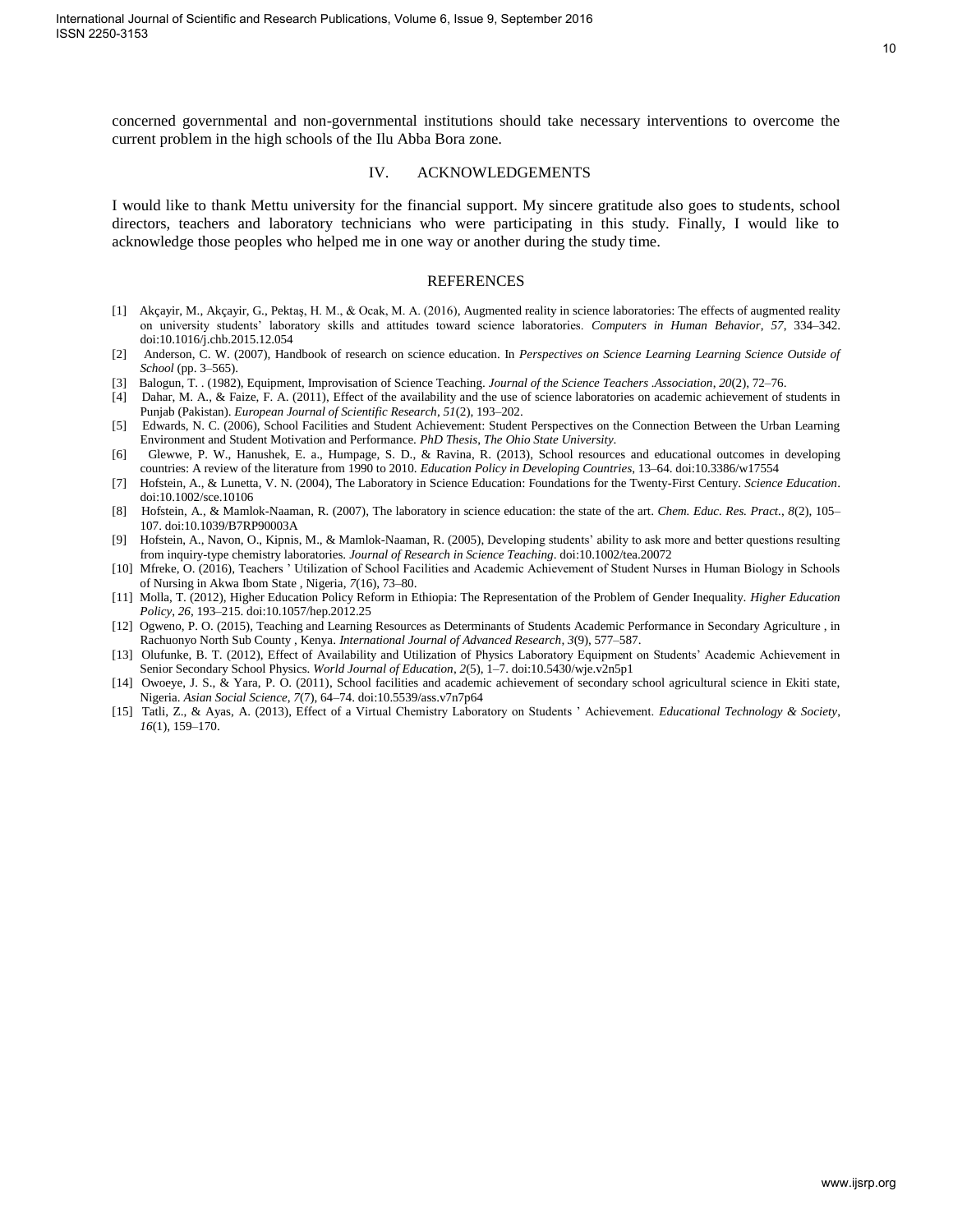concerned governmental and non-governmental institutions should take necessary interventions to overcome the current problem in the high schools of the Ilu Abba Bora zone.

## IV. ACKNOWLEDGEMENTS

I would like to thank Mettu university for the financial support. My sincere gratitude also goes to students, school directors, teachers and laboratory technicians who were participating in this study. Finally, I would like to acknowledge those peoples who helped me in one way or another during the study time.

## REFERENCES

[1] Akçayir, M., Akçayir, G., Pektaş, H. M., & Ocak, M. A. (2016), Augmented reality in science laboratories: The effects of augmented reality on university students' laboratory skills and attitudes toward science laboratories. *Computers in Human Behavior*, *57*, 334–342. doi:10.1016/j.chb.2015.12.054

[2] Anderson, C. W. (2007), Handbook of research on science education. In *Perspectives on Science Learning Learning Science Outside of School* (pp. 3–565).

[3] Balogun, T. . (1982), Equipment, Improvisation of Science Teaching. *Journal of the Science Teachers .Association*, *20*(2), 72–76.

[4] Dahar, M. A., & Faize, F. A. (2011), Effect of the availability and the use of science laboratories on academic achievement of students in Punjab (Pakistan). *European Journal of Scientific Research*, *51*(2), 193–202.

[5] Edwards, N. C. (2006), School Facilities and Student Achievement: Student Perspectives on the Connection Between the Urban Learning Environment and Student Motivation and Performance. *PhD Thesis, The Ohio State University.*

[6] Glewwe, P. W., Hanushek, E. a., Humpage, S. D., & Ravina, R. (2013), School resources and educational outcomes in developing countries: A review of the literature from 1990 to 2010. *Education Policy in Developing Countries*, 13–64. doi:10.3386/w17554

[7] Hofstein, A., & Lunetta, V. N. (2004), The Laboratory in Science Education: Foundations for the Twenty-First Century. *Science Education*. doi:10.1002/sce.10106

[8] Hofstein, A., & Mamlok-Naaman, R. (2007), The laboratory in science education: the state of the art. *Chem. Educ. Res. Pract.*, *8*(2), 105–107. doi:10.1039/B7RP90003A

[9] Hofstein, A., Navon, O., Kipnis, M., & Mamlok-Naaman, R. (2005), Developing students' ability to ask more and better questions resulting from inquiry-type chemistry laboratories. *Journal of Research in Science Teaching*. doi:10.1002/tea.20072

[10] Mfreke, O. (2016), Teachers ' Utilization of School Facilities and Academic Achievement of Student Nurses in Human Biology in Schools of Nursing in Akwa Ibom State , Nigeria, *7*(16), 73–80.

[11] Molla, T. (2012), Higher Education Policy Reform in Ethiopia: The Representation of the Problem of Gender Inequality. *Higher Education Policy*, *26*, 193–215. doi:10.1057/hep.2012.25

[12] Ogweno, P. O. (2015), Teaching and Learning Resources as Determinants of Students Academic Performance in Secondary Agriculture , in Rachuonyo North Sub County , Kenya. *International Journal of Advanced Research*, *3*(9), 577–587.

[13] Olufunke, B. T. (2012), Effect of Availability and Utilization of Physics Laboratory Equipment on Students' Academic Achievement in Senior Secondary School Physics. *World Journal of Education*, *2*(5), 1–7. doi:10.5430/wje.v2n5p1

[14] Owoeye, J. S., & Yara, P. O. (2011), School facilities and academic achievement of secondary school agricultural science in Ekiti state, Nigeria. *Asian Social Science*, *7*(7), 64–74. doi:10.5539/ass.v7n7p64

[15] Tatli, Z., & Ayas, A. (2013), Effect of a Virtual Chemistry Laboratory on Students ' Achievement. *Educational Technology & Society*, *16*(1), 159–170.